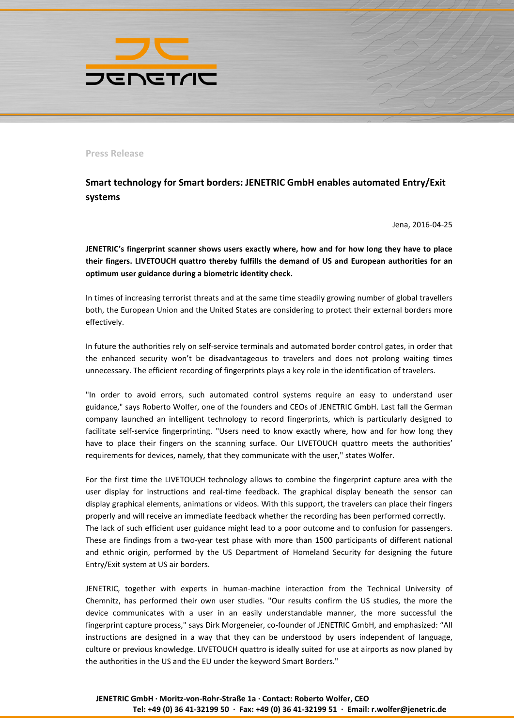Press Release

## Smart technology for Smart borders: JENETRIC GmbH enables automated Entry/Exit systems

Jena, 2016-04-25

**JENETRIC's fingerprint scanner shows users exactly where, how and for how long they have to place their fingers. LIVETOUCH quattro thereby fulfills the demand of US and European authorities for an optimum user guidance during a biometric identity check.**

In times of increasing terrorist threats and at the same time steadily growing number of global travellers both, the European Union and the United States are considering to protect their external borders more effectively.

In future the authorities rely on self-service terminals and automated border control gates, in order that the enhanced security won't be disadvantageous to travelers and does not prolong waiting times unnecessary. The efficient recording of fingerprints plays a key role in the identification of travelers.

"In order to avoid errors, such automated control systems require an easy to understand user guidance," says Roberto Wolfer, one of the founders and CEOs of JENETRIC GmbH. Last fall the German company launched an intelligent technology to record fingerprints, which is particularly designed to facilitate self-service fingerprinting. "Users need to know exactly where, how and for how long they have to place their fingers on the scanning surface. Our LIVETOUCH quattro meets the authorities' requirements for devices, namely, that they communicate with the user," states Wolfer.

For the first time the LIVETOUCH technology allows to combine the fingerprint capture area with the user display for instructions and real-time feedback. The graphical display beneath the sensor can display graphical elements, animations or videos. With this support, the travelers can place their fingers properly and will receive an immediate feedback whether the recording has been performed correctly.
The lack of such efficient user guidance might lead to a poor outcome and to confusion for passengers. These are findings from a two-year test phase with more than 1500 participants of different national and ethnic origin, performed by the US Department of Homeland Security for designing the future Entry/Exit system at US air borders.

JENETRIC, together with experts in human-machine interaction from the Technical University of Chemnitz, has performed their own user studies. "Our results confirm the US studies, the more the device communicates with a user in an easily understandable manner, the more successful the fingerprint capture process," says Dirk Morgeneier, co-founder of JENETRIC GmbH, and emphasized: "All instructions are designed in a way that they can be understood by users independent of language, culture or previous knowledge. LIVETOUCH quattro is ideally suited for use at airports as now planed by the authorities in the US and the EU under the keyword Smart Borders."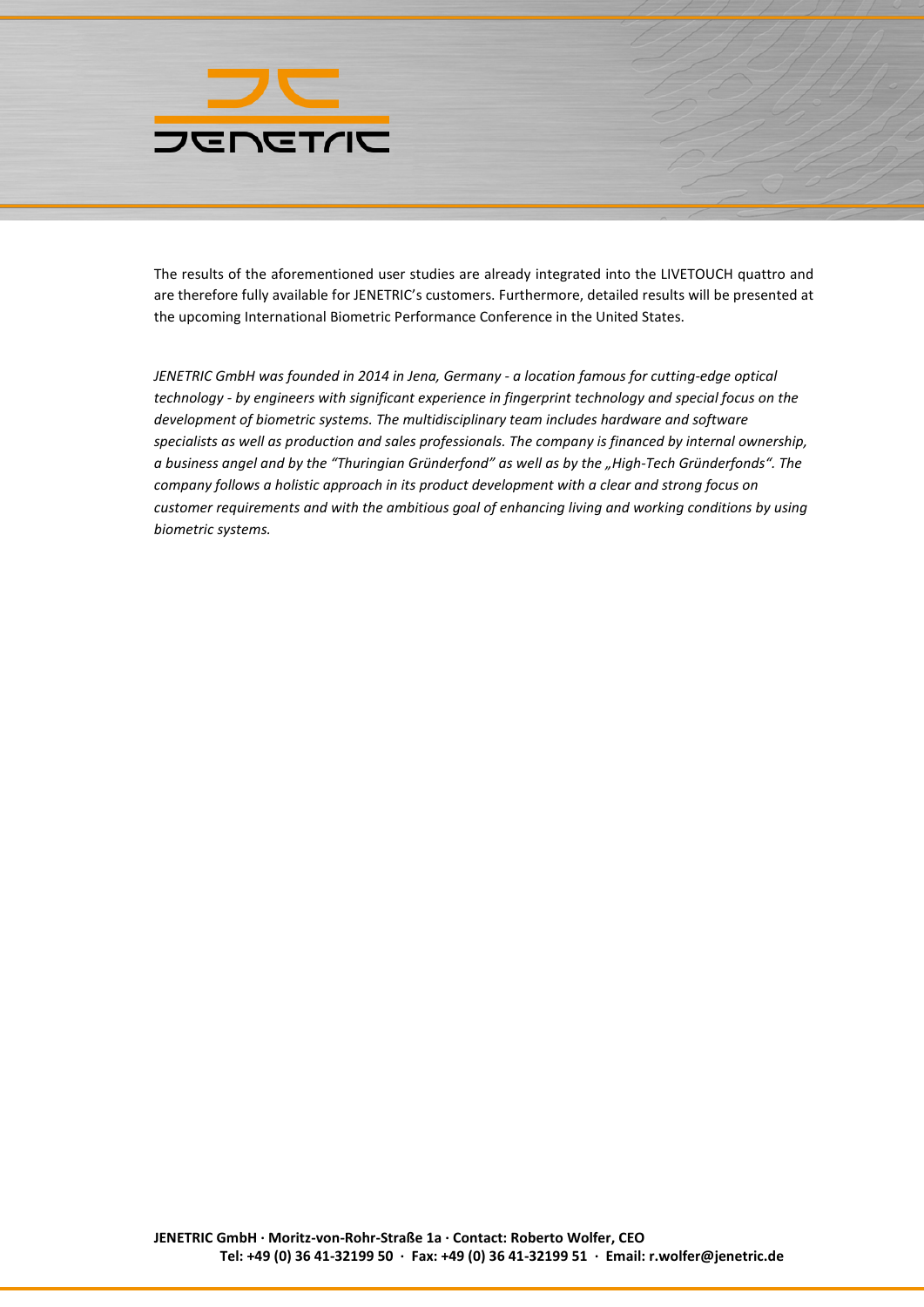The results of the aforementioned user studies are already integrated into the LIVETOUCH quattro and are therefore fully available for JENETRIC's customers. Furthermore, detailed results will be presented at the upcoming International Biometric Performance Conference in the United States.

*JENETRIC GmbH was founded in 2014 in Jena, Germany - a location famous for cutting-edge optical technology - by engineers with significant experience in fingerprint technology and special focus on the development of biometric systems. The multidisciplinary team includes hardware and software specialists as well as production and sales professionals. The company is financed by internal ownership, a business angel and by the "Thuringian Gründerfond" as well as by the „High-Tech Gründerfonds". The company follows a holistic approach in its product development with a clear and strong focus on customer requirements and with the ambitious goal of enhancing living and working conditions by using biometric systems.*

**JENETRIC GmbH · Moritz-von-Rohr-Straße 1a · Contact: Roberto Wolfer, CEO**
**Tel: +49 (0) 36 41-32199 50 · Fax: +49 (0) 36 41-32199 51 · Email: r.wolfer@jenetric.de**